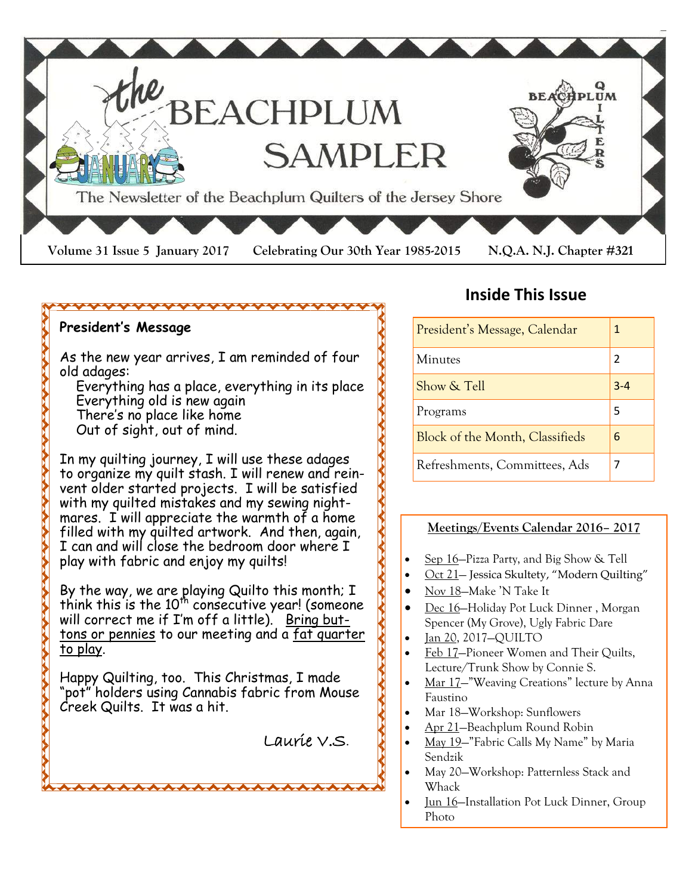# the BEACHPLUM SAMPLER

The Newsletter of the Beachplum Quilters of the Jersey Shore

**Volume 31 Issue 5 January 2017 Celebrating Our 30th Year 1985-2015 N.Q.A. N.J. Chapter #321**

## President's Message

As the new year arrives, I am reminded of four old adages:

Everything has a place, everything in its place
Everything old is new again
There's no place like home
Out of sight, out of mind.

In my quilting journey, I will use these adages to organize my quilt stash. I will renew and reinvent older started projects. I will be satisfied with my quilted mistakes and my sewing nightmares. I will appreciate the warmth of a home filled with my quilted artwork. And then, again, I can and will close the bedroom door where I play with fabric and enjoy my quilts!

By the way, we are playing Quilto this month; I think this is the 10th consecutive year! (someone will correct me if I'm off a little). Bring buttons or pennies to our meeting and a fat quarter to play.

Happy Quilting, too. This Christmas, I made "pot" holders using Cannabis fabric from Mouse Creek Quilts. It was a hit.

Laurie V.S.

## Inside This Issue

| | |
|---|---|
| President's Message, Calendar | 1 |
| Minutes | 2 |
| Show & Tell | 3-4 |
| Programs | 5 |
| Block of the Month, Classifieds | 6 |
| Refreshments, Committees, Ads | 7 |

### Meetings/Events Calendar 2016– 2017

- Sep 16—Pizza Party, and Big Show & Tell
- Oct 21— Jessica Skultety, "Modern Quilting"
- Nov 18—Make 'N Take It
- Dec 16—Holiday Pot Luck Dinner , Morgan Spencer (My Grove), Ugly Fabric Dare
- Jan 20, 2017—QUILTO
- Feb 17—Pioneer Women and Their Quilts, Lecture/Trunk Show by Connie S.
- Mar 17—"Weaving Creations" lecture by Anna Faustino
- Mar 18—Workshop: Sunflowers
- Apr 21—Beachplum Round Robin
- May 19—"Fabric Calls My Name" by Maria Sendzik
- May 20—Workshop: Patternless Stack and Whack
- Jun 16—Installation Pot Luck Dinner, Group Photo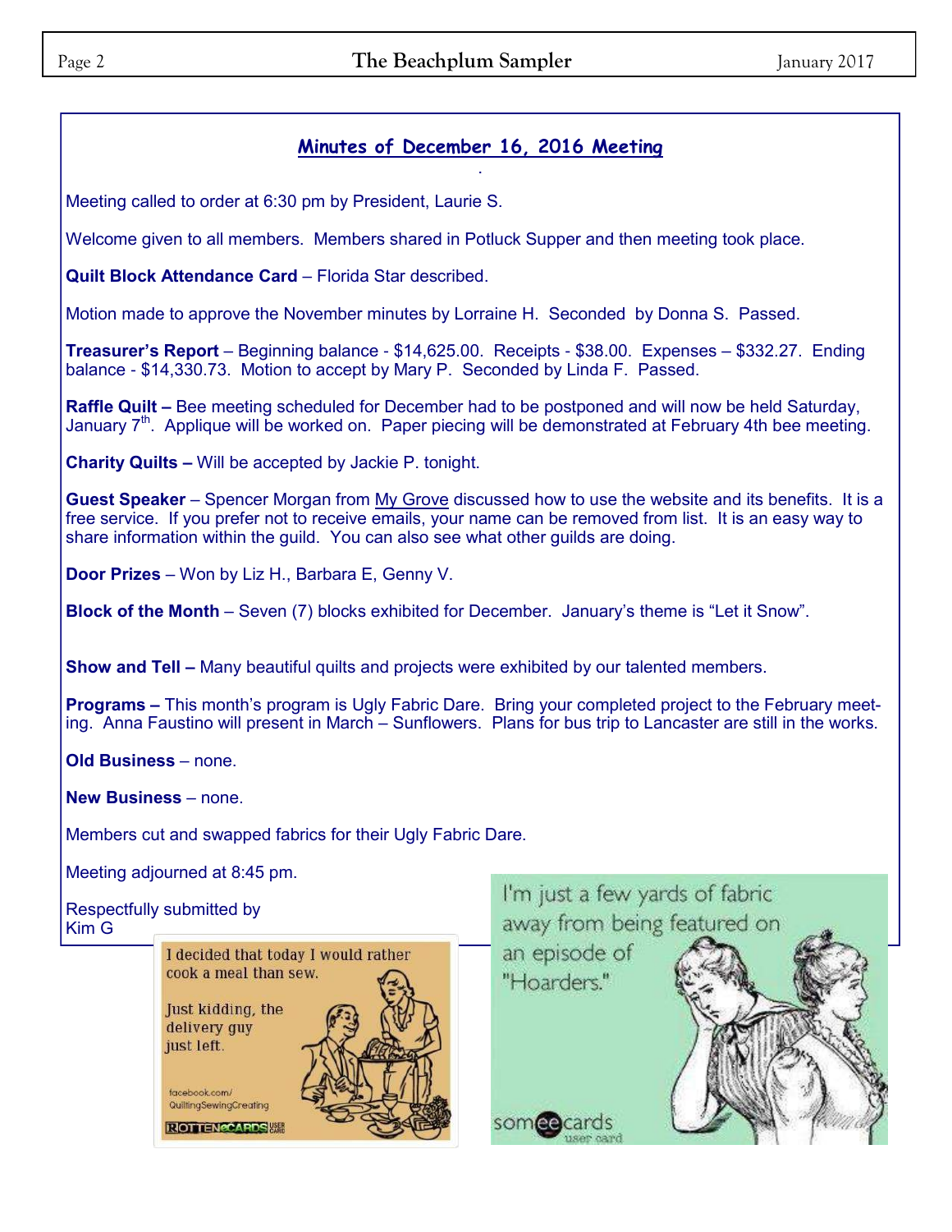## Minutes of December 16, 2016 Meeting

Meeting called to order at 6:30 pm by President, Laurie S.

Welcome given to all members. Members shared in Potluck Supper and then meeting took place.

**Quilt Block Attendance Card** – Florida Star described.

Motion made to approve the November minutes by Lorraine H. Seconded by Donna S. Passed.

**Treasurer's Report** – Beginning balance - $14,625.00. Receipts - $38.00. Expenses – $332.27. Ending balance - $14,330.73. Motion to accept by Mary P. Seconded by Linda F. Passed.

**Raffle Quilt –** Bee meeting scheduled for December had to be postponed and will now be held Saturday, January 7th. Applique will be worked on. Paper piecing will be demonstrated at February 4th bee meeting.

**Charity Quilts –** Will be accepted by Jackie P. tonight.

**Guest Speaker** – Spencer Morgan from My Grove discussed how to use the website and its benefits. It is a free service. If you prefer not to receive emails, your name can be removed from list. It is an easy way to share information within the guild. You can also see what other guilds are doing.

**Door Prizes** – Won by Liz H., Barbara E, Genny V.

**Block of the Month** – Seven (7) blocks exhibited for December. January's theme is "Let it Snow".

**Show and Tell –** Many beautiful quilts and projects were exhibited by our talented members.

**Programs –** This month's program is Ugly Fabric Dare. Bring your completed project to the February meeting. Anna Faustino will present in March – Sunflowers. Plans for bus trip to Lancaster are still in the works.

**Old Business** – none.

**New Business** – none.

Members cut and swapped fabrics for their Ugly Fabric Dare.

Meeting adjourned at 8:45 pm.

Respectfully submitted by
Kim G

I decided that today I would rather cook a meal than sew.

Just kidding, the delivery guy just left.

facebook.com/QuiltingSewingCreating

I'm just a few yards of fabric away from being featured on an episode of "Hoarders."

someecards user card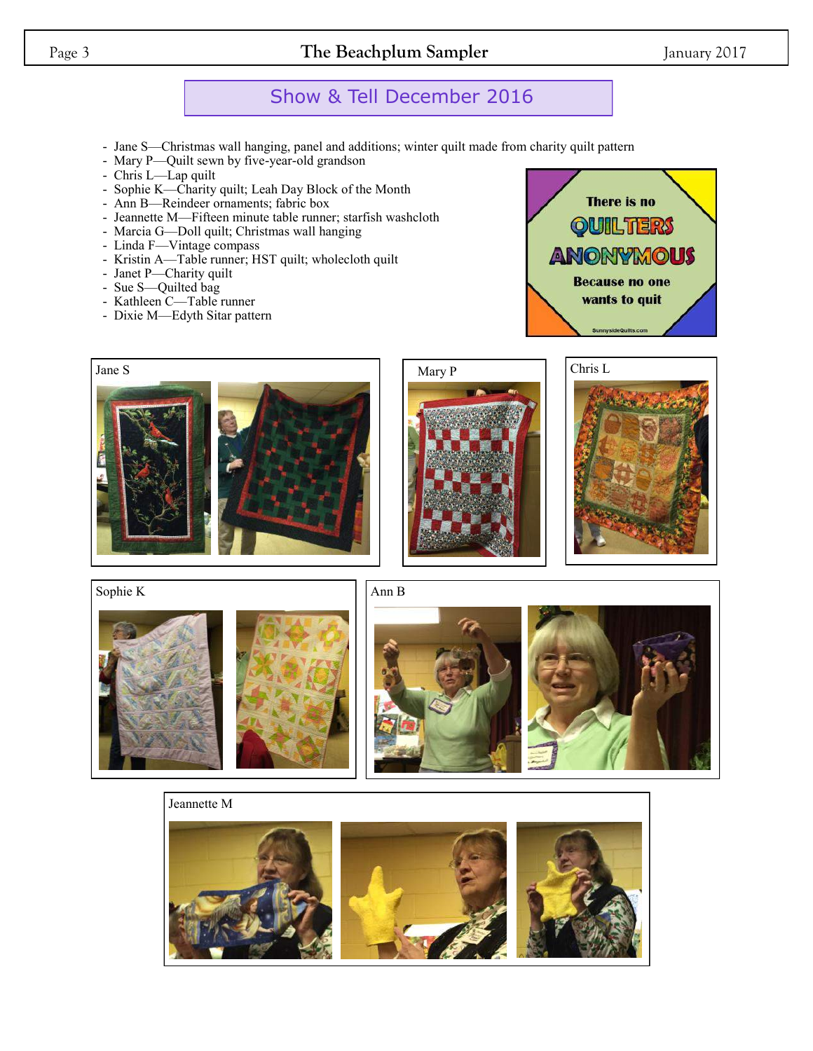## Show & Tell December 2016

- Jane S—Christmas wall hanging, panel and additions; winter quilt made from charity quilt pattern
- Mary P—Quilt sewn by five-year-old grandson
- Chris L—Lap quilt
- Sophie K—Charity quilt; Leah Day Block of the Month
- Ann B—Reindeer ornaments; fabric box
- Jeannette M—Fifteen minute table runner; starfish washcloth
- Marcia G—Doll quilt; Christmas wall hanging
- Linda F—Vintage compass
- Kristin A—Table runner; HST quilt; wholecloth quilt
- Janet P—Charity quilt
- Sue S—Quilted bag
- Kathleen C—Table runner
- Dixie M—Edyth Sitar pattern

There is no QUILTERS ANONYMOUS Because no one wants to quit

SunnysideQuilts.com

Jane S

Mary P

Chris L

Sophie K

Ann B

Jeannette M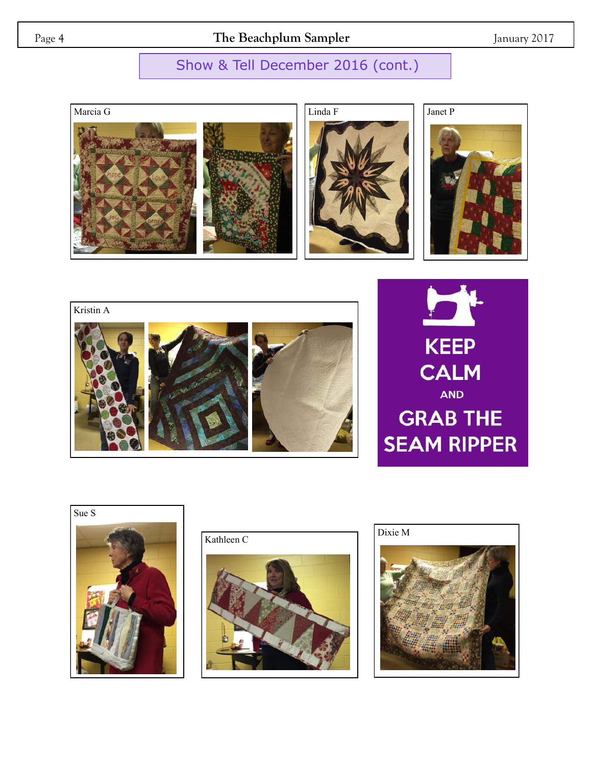## Show & Tell December 2016 (cont.)

Marcia G

Linda F

Janet P

Kristin A

KEEP CALM AND GRAB THE SEAM RIPPER

Sue S

Kathleen C

Dixie M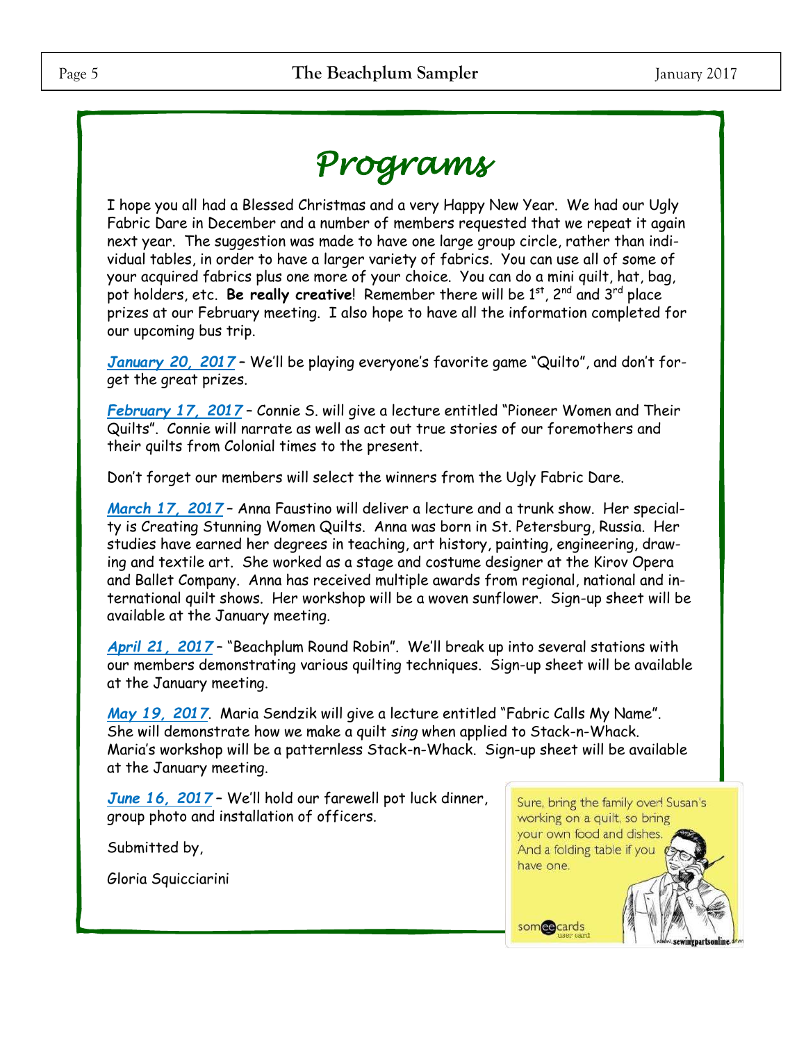# *Programs*

I hope you all had a Blessed Christmas and a very Happy New Year. We had our Ugly Fabric Dare in December and a number of members requested that we repeat it again next year. The suggestion was made to have one large group circle, rather than individual tables, in order to have a larger variety of fabrics. You can use all of some of your acquired fabrics plus one more of your choice. You can do a mini quilt, hat, bag, pot holders, etc. **Be really creative**! Remember there will be 1st, 2nd and 3rd place prizes at our February meeting. I also hope to have all the information completed for our upcoming bus trip.

***January 20, 2017*** – We'll be playing everyone's favorite game "Quilto", and don't forget the great prizes.

***February 17, 2017*** – Connie S. will give a lecture entitled "Pioneer Women and Their Quilts". Connie will narrate as well as act out true stories of our foremothers and their quilts from Colonial times to the present.

Don't forget our members will select the winners from the Ugly Fabric Dare.

***March 17, 2017*** – Anna Faustino will deliver a lecture and a trunk show. Her specialty is Creating Stunning Women Quilts. Anna was born in St. Petersburg, Russia. Her studies have earned her degrees in teaching, art history, painting, engineering, drawing and textile art. She worked as a stage and costume designer at the Kirov Opera and Ballet Company. Anna has received multiple awards from regional, national and international quilt shows. Her workshop will be a woven sunflower. Sign-up sheet will be available at the January meeting.

***April 21, 2017*** – "Beachplum Round Robin". We'll break up into several stations with our members demonstrating various quilting techniques. Sign-up sheet will be available at the January meeting.

***May 19, 2017***. Maria Sendzik will give a lecture entitled "Fabric Calls My Name". She will demonstrate how we make a quilt *sing* when applied to Stack-n-Whack. Maria's workshop will be a patternless Stack-n-Whack. Sign-up sheet will be available at the January meeting.

***June 16, 2017*** – We'll hold our farewell pot luck dinner, group photo and installation of officers.

Submitted by,

Gloria Squicciarini

Sure, bring the family over! Susan's working on a quilt, so bring your own food and dishes. And a folding table if you have one.

someecards user card

www.sewingpartsonline.com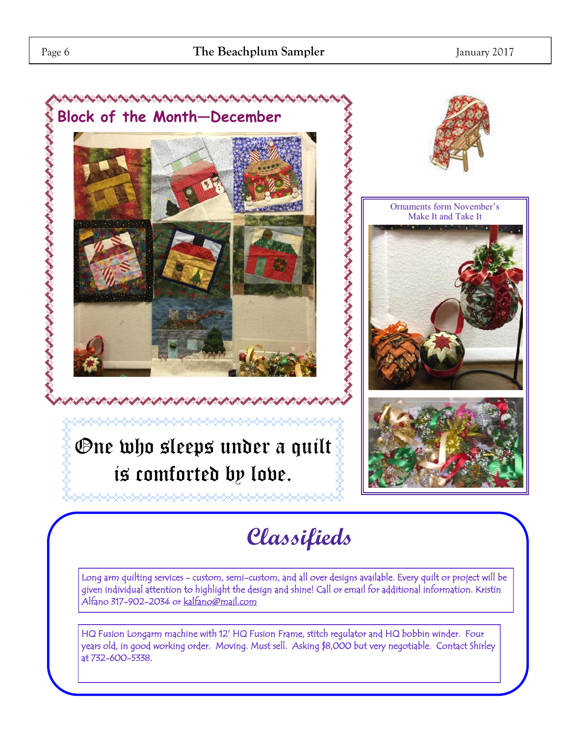## Block of the Month—December

Ornaments form November's Make It and Take It

One who sleeps under a quilt is comforted by love.

# Classifieds

Long arm quilting services - custom, semi-custom, and all over designs available. Every quilt or project will be given individual attention to highlight the design and shine! Call or email for additional information. Kristin Alfano 317-902-2034 or kalfano@mail.com

HQ Fusion Longarm machine with 12' HQ Fusion Frame, stitch regulator and HQ bobbin winder. Four years old, in good working order. Moving. Must sell. Asking $8,000 but very negotiable. Contact Shirley at 732-600-5338.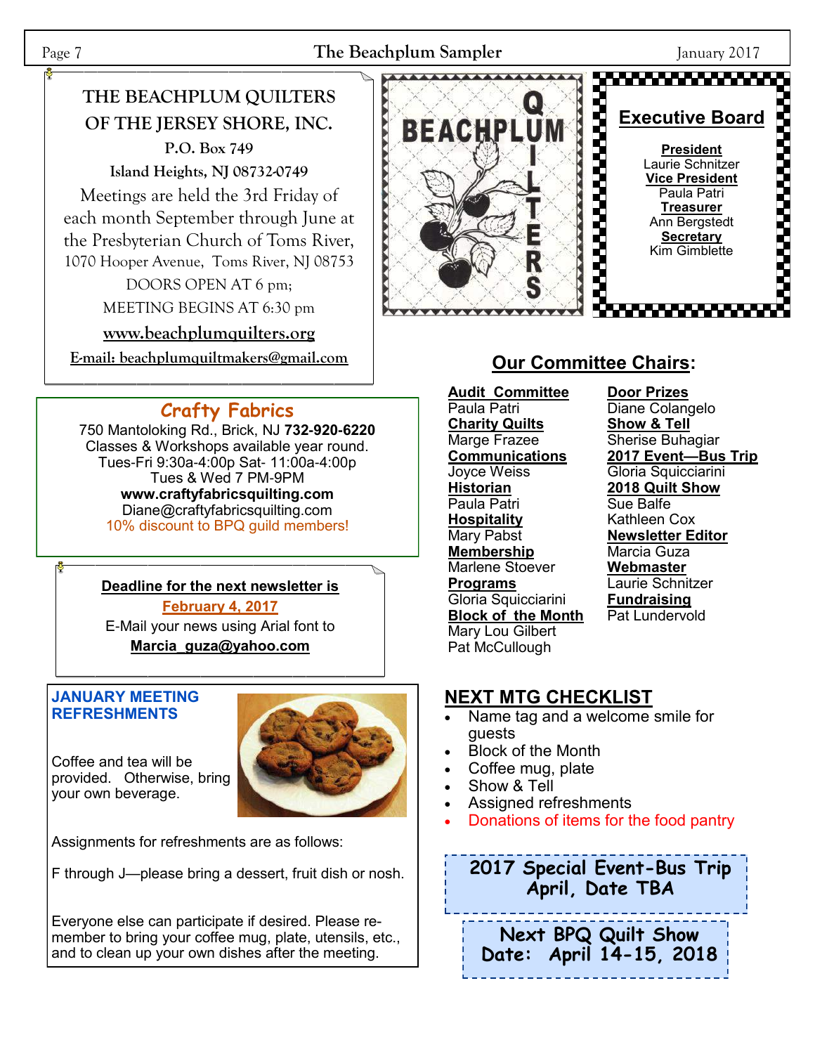## THE BEACHPLUM QUILTERS OF THE JERSEY SHORE, INC.

P.O. Box 749
Island Heights, NJ 08732-0749

Meetings are held the 3rd Friday of each month September through June at the Presbyterian Church of Toms River, 1070 Hooper Avenue, Toms River, NJ 08753

DOORS OPEN AT 6 pm;
MEETING BEGINS AT 6:30 pm

www.beachplumquilters.org

E-mail: beachplumquiltmakers@gmail.com

BEACHPLUM QUILTERS

## Executive Board

**President**
Laurie Schnitzer

**Vice President**
Paula Patri

**Treasurer**
Ann Bergstedt

**Secretary**
Kim Gimblette

## Crafty Fabrics

750 Mantoloking Rd., Brick, NJ **732-920-6220**
Classes & Workshops available year round.
Tues-Fri 9:30a-4:00p Sat- 11:00a-4:00p
Tues & Wed 7 PM-9PM
**www.craftyfabricsquilting.com**
Diane@craftyfabricsquilting.com
10% discount to BPQ guild members!

**Deadline for the next newsletter is**
**February 4, 2017**
E-Mail your news using Arial font to
**Marcia_guza@yahoo.com**

## Our Committee Chairs:

**Audit Committee**
Paula Patri

**Charity Quilts**
Marge Frazee

**Communications**
Joyce Weiss

**Historian**
Paula Patri

**Hospitality**
Mary Pabst

**Membership**
Marlene Stoever

**Programs**
Gloria Squicciarini

**Block of the Month**
Mary Lou Gilbert
Pat McCullough

**Door Prizes**
Diane Colangelo

**Show & Tell**
Sherise Buhagiar

**2017 Event—Bus Trip**
Gloria Squicciarini

**2018 Quilt Show**
Sue Balfe
Kathleen Cox

**Newsletter Editor**
Marcia Guza

**Webmaster**
Laurie Schnitzer

**Fundraising**
Pat Lundervold

### JANUARY MEETING REFRESHMENTS

Coffee and tea will be provided. Otherwise, bring your own beverage.

Assignments for refreshments are as follows:

F through J—please bring a dessert, fruit dish or nosh.

Everyone else can participate if desired. Please remember to bring your coffee mug, plate, utensils, etc., and to clean up your own dishes after the meeting.

## NEXT MTG CHECKLIST

- Name tag and a welcome smile for guests
- Block of the Month
- Coffee mug, plate
- Show & Tell
- Assigned refreshments
- Donations of items for the food pantry

**2017 Special Event-Bus Trip**
**April, Date TBA**

**Next BPQ Quilt Show**
**Date: April 14-15, 2018**